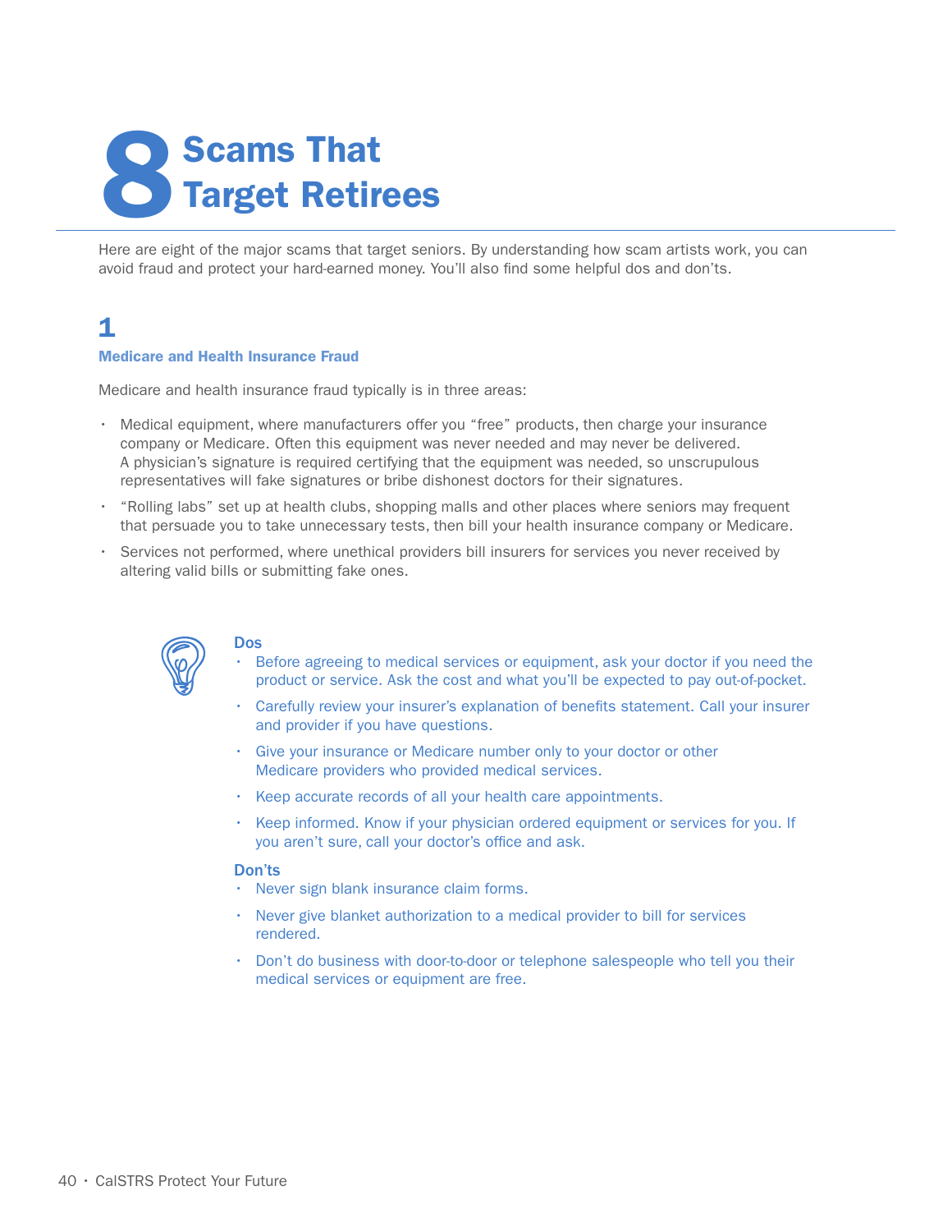# 8 Scams That Target Retirees

Here are eight of the major scams that target seniors. By understanding how scam artists work, you can avoid fraud and protect your hard-earned money. You'll also find some helpful dos and don'ts.

## 1

### Medicare and Health Insurance Fraud

Medicare and health insurance fraud typically is in three areas:

- Medical equipment, where manufacturers offer you "free" products, then charge your insurance company or Medicare. Often this equipment was never needed and may never be delivered. A physician's signature is required certifying that the equipment was needed, so unscrupulous representatives will fake signatures or bribe dishonest doctors for their signatures.
- "Rolling labs" set up at health clubs, shopping malls and other places where seniors may frequent that persuade you to take unnecessary tests, then bill your health insurance company or Medicare.
- Services not performed, where unethical providers bill insurers for services you never received by altering valid bills or submitting fake ones.

**Dos**

- Before agreeing to medical services or equipment, ask your doctor if you need the product or service. Ask the cost and what you'll be expected to pay out-of-pocket.
- Carefully review your insurer's explanation of benefits statement. Call your insurer and provider if you have questions.
- Give your insurance or Medicare number only to your doctor or other Medicare providers who provided medical services.
- Keep accurate records of all your health care appointments.
- Keep informed. Know if your physician ordered equipment or services for you. If you aren't sure, call your doctor's office and ask.

**Don'ts**

- Never sign blank insurance claim forms.
- Never give blanket authorization to a medical provider to bill for services rendered.
- Don't do business with door-to-door or telephone salespeople who tell you their medical services or equipment are free.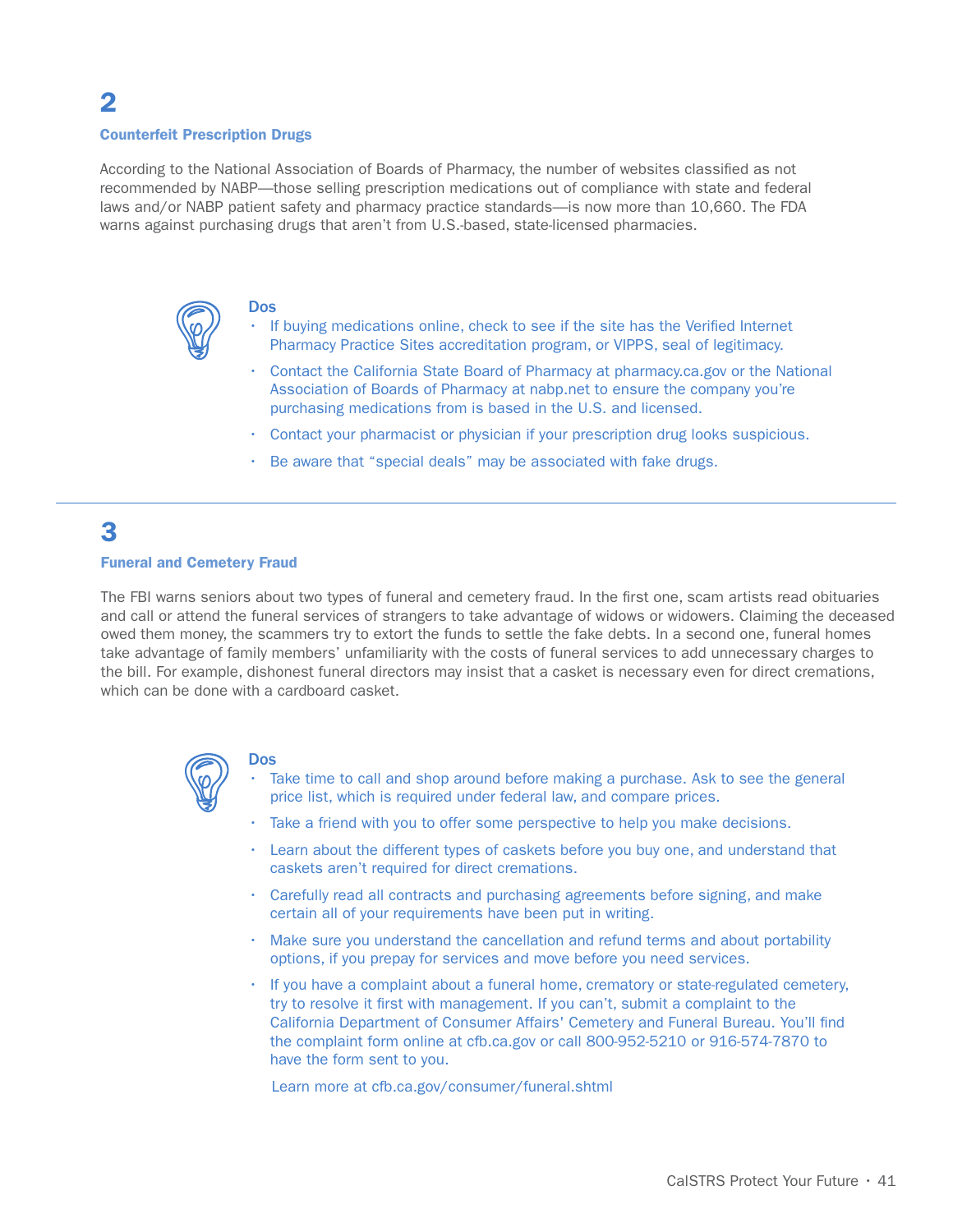## 2

### Counterfeit Prescription Drugs

According to the National Association of Boards of Pharmacy, the number of websites classified as not recommended by NABP—those selling prescription medications out of compliance with state and federal laws and/or NABP patient safety and pharmacy practice standards—is now more than 10,660. The FDA warns against purchasing drugs that aren't from U.S.-based, state-licensed pharmacies.

**Dos**

- If buying medications online, check to see if the site has the Verified Internet Pharmacy Practice Sites accreditation program, or VIPPS, seal of legitimacy.
- Contact the California State Board of Pharmacy at pharmacy.ca.gov or the National Association of Boards of Pharmacy at nabp.net to ensure the company you're purchasing medications from is based in the U.S. and licensed.
- Contact your pharmacist or physician if your prescription drug looks suspicious.
- Be aware that "special deals" may be associated with fake drugs.

---

## 3

### Funeral and Cemetery Fraud

The FBI warns seniors about two types of funeral and cemetery fraud. In the first one, scam artists read obituaries and call or attend the funeral services of strangers to take advantage of widows or widowers. Claiming the deceased owed them money, the scammers try to extort the funds to settle the fake debts. In a second one, funeral homes take advantage of family members' unfamiliarity with the costs of funeral services to add unnecessary charges to the bill. For example, dishonest funeral directors may insist that a casket is necessary even for direct cremations, which can be done with a cardboard casket.

**Dos**

- Take time to call and shop around before making a purchase. Ask to see the general price list, which is required under federal law, and compare prices.
- Take a friend with you to offer some perspective to help you make decisions.
- Learn about the different types of caskets before you buy one, and understand that caskets aren't required for direct cremations.
- Carefully read all contracts and purchasing agreements before signing, and make certain all of your requirements have been put in writing.
- Make sure you understand the cancellation and refund terms and about portability options, if you prepay for services and move before you need services.
- If you have a complaint about a funeral home, crematory or state-regulated cemetery, try to resolve it first with management. If you can't, submit a complaint to the California Department of Consumer Affairs' Cemetery and Funeral Bureau. You'll find the complaint form online at cfb.ca.gov or call 800-952-5210 or 916-574-7870 to have the form sent to you.

Learn more at cfb.ca.gov/consumer/funeral.shtml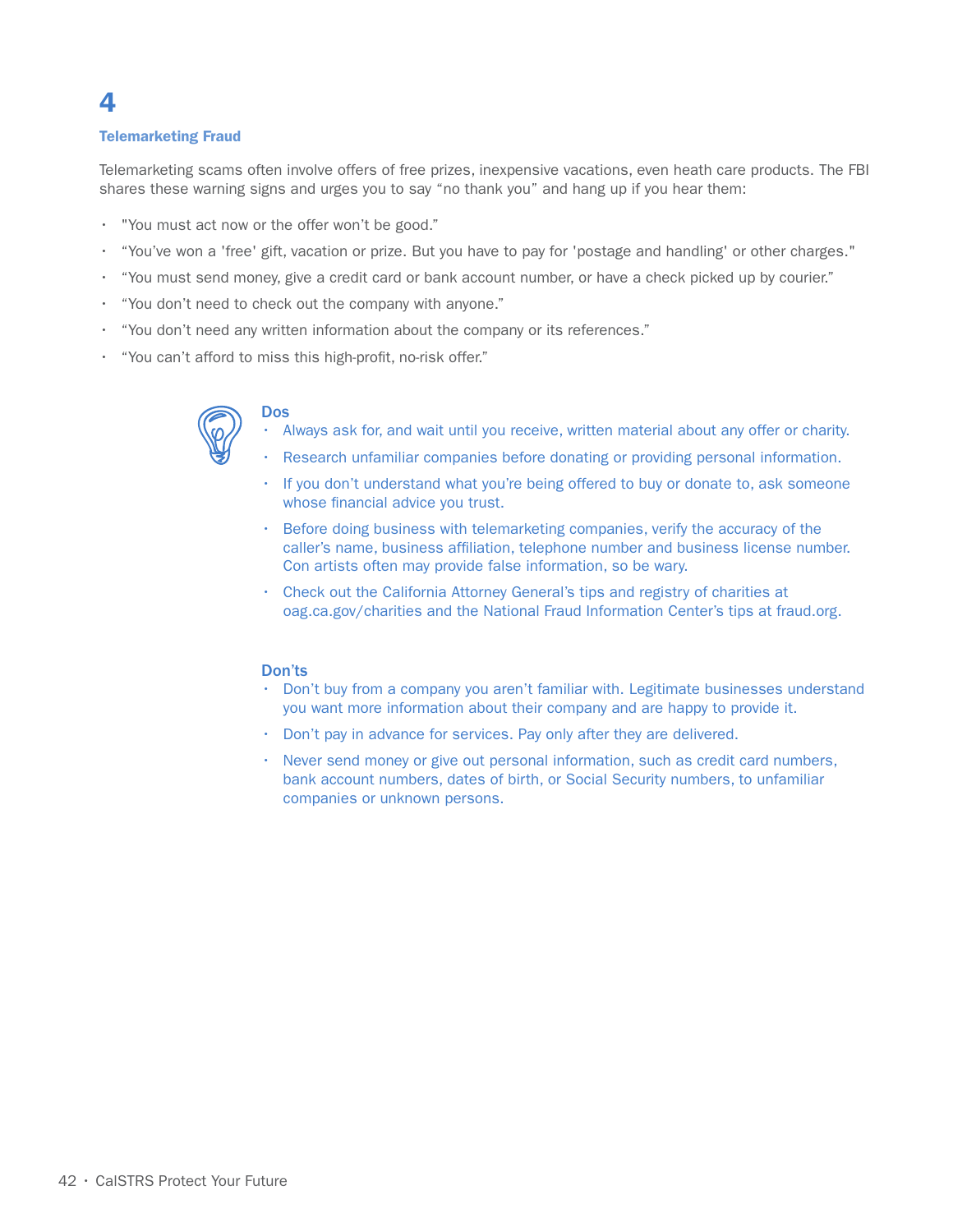# 4

## Telemarketing Fraud

Telemarketing scams often involve offers of free prizes, inexpensive vacations, even heath care products. The FBI shares these warning signs and urges you to say "no thank you" and hang up if you hear them:

- "You must act now or the offer won't be good."
- "You've won a 'free' gift, vacation or prize. But you have to pay for 'postage and handling' or other charges."
- "You must send money, give a credit card or bank account number, or have a check picked up by courier."
- "You don't need to check out the company with anyone."
- "You don't need any written information about the company or its references."
- "You can't afford to miss this high-profit, no-risk offer."

### Dos

- Always ask for, and wait until you receive, written material about any offer or charity.
- Research unfamiliar companies before donating or providing personal information.
- If you don't understand what you're being offered to buy or donate to, ask someone whose financial advice you trust.
- Before doing business with telemarketing companies, verify the accuracy of the caller's name, business affiliation, telephone number and business license number. Con artists often may provide false information, so be wary.
- Check out the California Attorney General's tips and registry of charities at oag.ca.gov/charities and the National Fraud Information Center's tips at fraud.org.

### Don'ts

- Don't buy from a company you aren't familiar with. Legitimate businesses understand you want more information about their company and are happy to provide it.
- Don't pay in advance for services. Pay only after they are delivered.
- Never send money or give out personal information, such as credit card numbers, bank account numbers, dates of birth, or Social Security numbers, to unfamiliar companies or unknown persons.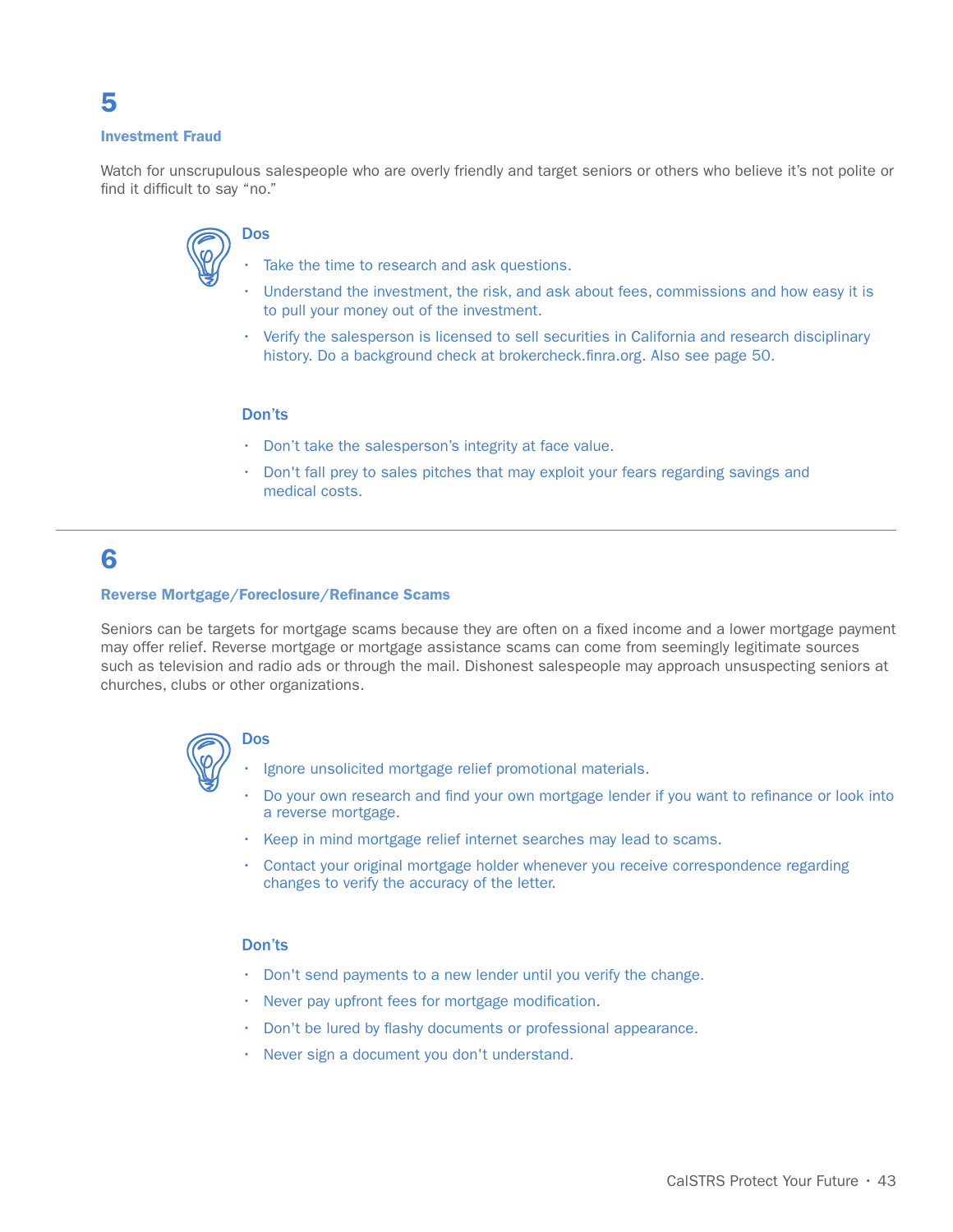## 5

### Investment Fraud

Watch for unscrupulous salespeople who are overly friendly and target seniors or others who believe it's not polite or find it difficult to say "no."

#### Dos

- Take the time to research and ask questions.
- Understand the investment, the risk, and ask about fees, commissions and how easy it is to pull your money out of the investment.
- Verify the salesperson is licensed to sell securities in California and research disciplinary history. Do a background check at brokercheck.finra.org. Also see page 50.

#### Don'ts

- Don't take the salesperson's integrity at face value.
- Don't fall prey to sales pitches that may exploit your fears regarding savings and medical costs.

---

## 6

### Reverse Mortgage/Foreclosure/Refinance Scams

Seniors can be targets for mortgage scams because they are often on a fixed income and a lower mortgage payment may offer relief. Reverse mortgage or mortgage assistance scams can come from seemingly legitimate sources such as television and radio ads or through the mail. Dishonest salespeople may approach unsuspecting seniors at churches, clubs or other organizations.

#### Dos

- Ignore unsolicited mortgage relief promotional materials.
- Do your own research and find your own mortgage lender if you want to refinance or look into a reverse mortgage.
- Keep in mind mortgage relief internet searches may lead to scams.
- Contact your original mortgage holder whenever you receive correspondence regarding changes to verify the accuracy of the letter.

#### Don'ts

- Don't send payments to a new lender until you verify the change.
- Never pay upfront fees for mortgage modification.
- Don't be lured by flashy documents or professional appearance.
- Never sign a document you don't understand.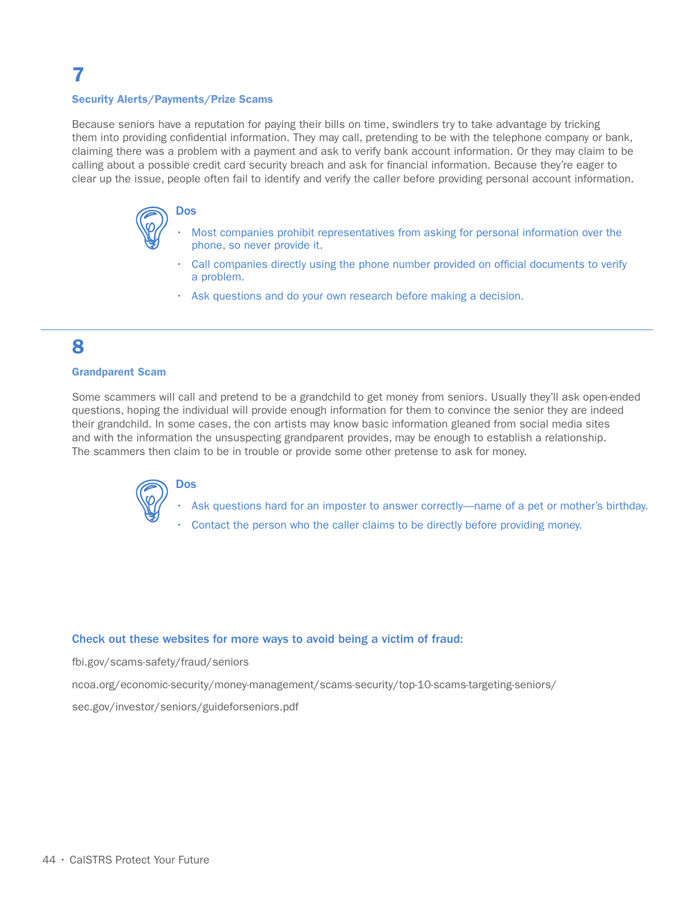## 7

### Security Alerts/Payments/Prize Scams

Because seniors have a reputation for paying their bills on time, swindlers try to take advantage by tricking them into providing confidential information. They may call, pretending to be with the telephone company or bank, claiming there was a problem with a payment and ask to verify bank account information. Or they may claim to be calling about a possible credit card security breach and ask for financial information. Because they're eager to clear up the issue, people often fail to identify and verify the caller before providing personal account information.

**Dos**

- Most companies prohibit representatives from asking for personal information over the phone, so never provide it.
- Call companies directly using the phone number provided on official documents to verify a problem.
- Ask questions and do your own research before making a decision.

---

## 8

### Grandparent Scam

Some scammers will call and pretend to be a grandchild to get money from seniors. Usually they'll ask open-ended questions, hoping the individual will provide enough information for them to convince the senior they are indeed their grandchild. In some cases, the con artists may know basic information gleaned from social media sites and with the information the unsuspecting grandparent provides, may be enough to establish a relationship. The scammers then claim to be in trouble or provide some other pretense to ask for money.

**Dos**

- Ask questions hard for an imposter to answer correctly—name of a pet or mother's birthday.
- Contact the person who the caller claims to be directly before providing money.

**Check out these websites for more ways to avoid being a victim of fraud:**

fbi.gov/scams-safety/fraud/seniors

ncoa.org/economic-security/money-management/scams-security/top-10-scams-targeting-seniors/

sec.gov/investor/seniors/guideforseniors.pdf